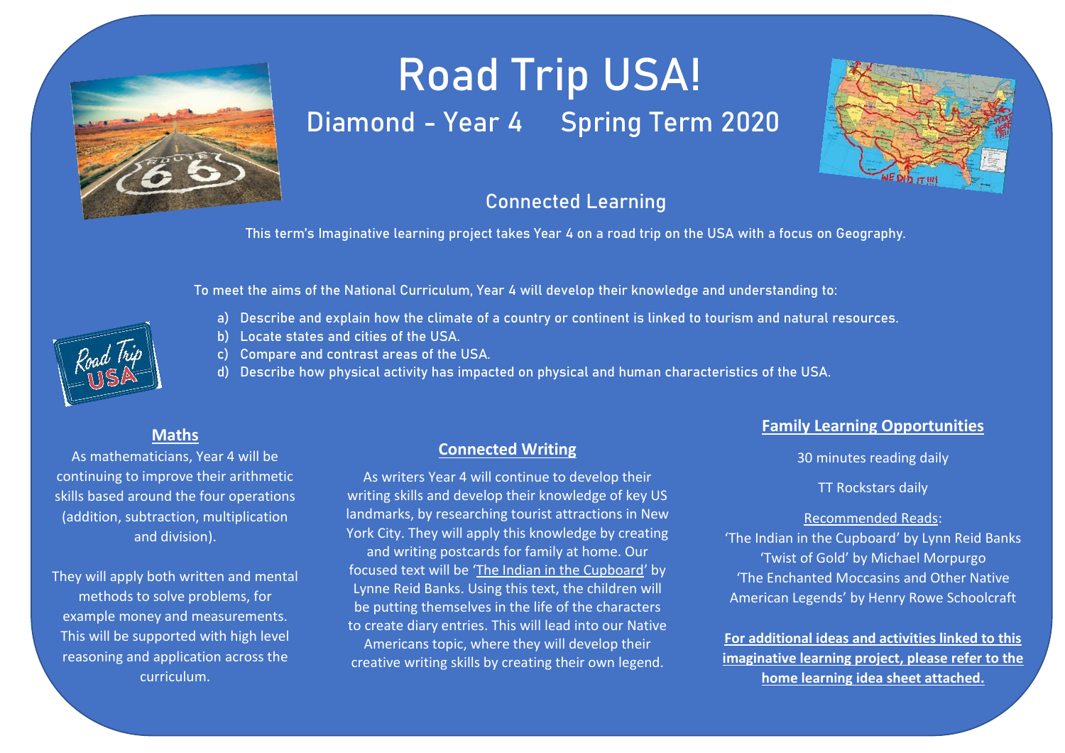# Road Trip USA!

## Diamond - Year 4    Spring Term 2020

### Connected Learning

This term's Imaginative learning project takes Year 4 on a road trip on the USA with a focus on Geography.

To meet the aims of the National Curriculum, Year 4 will develop their knowledge and understanding to:

a) Describe and explain how the climate of a country or continent is linked to tourism and natural resources.
b) Locate states and cities of the USA.
c) Compare and contrast areas of the USA.
d) Describe how physical activity has impacted on physical and human characteristics of the USA.

### Maths

As mathematicians, Year 4 will be continuing to improve their arithmetic skills based around the four operations (addition, subtraction, multiplication and division).

They will apply both written and mental methods to solve problems, for example money and measurements. This will be supported with high level reasoning and application across the curriculum.

### Connected Writing

As writers Year 4 will continue to develop their writing skills and develop their knowledge of key US landmarks, by researching tourist attractions in New York City. They will apply this knowledge by creating and writing postcards for family at home. Our focused text will be 'The Indian in the Cupboard' by Lynne Reid Banks. Using this text, the children will be putting themselves in the life of the characters to create diary entries. This will lead into our Native Americans topic, where they will develop their creative writing skills by creating their own legend.

### Family Learning Opportunities

30 minutes reading daily

TT Rockstars daily

Recommended Reads:

'The Indian in the Cupboard' by Lynn Reid Banks
'Twist of Gold' by Michael Morpurgo
'The Enchanted Moccasins and Other Native American Legends' by Henry Rowe Schoolcraft

**For additional ideas and activities linked to this imaginative learning project, please refer to the home learning idea sheet attached.**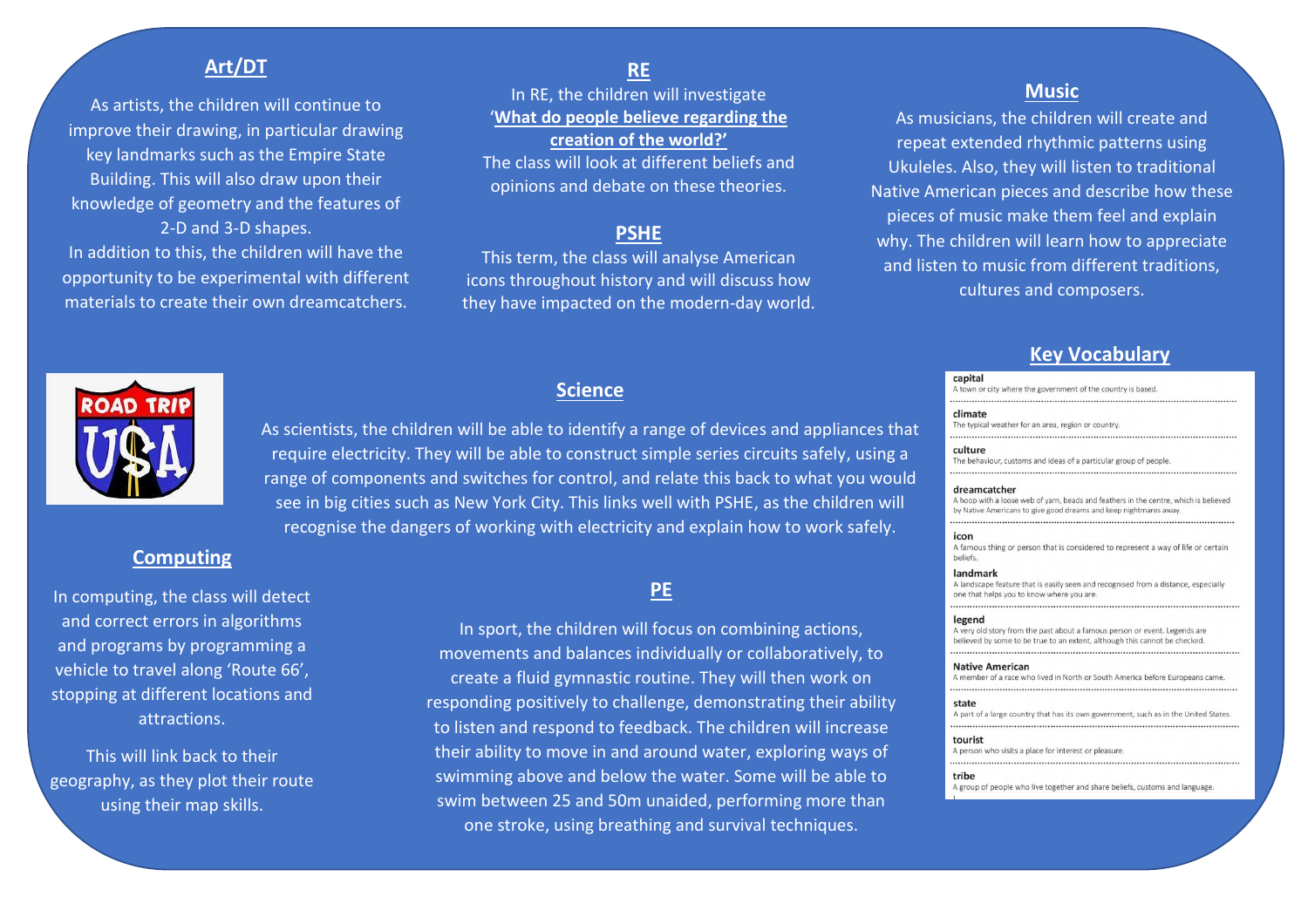## Art/DT

As artists, the children will continue to improve their drawing, in particular drawing key landmarks such as the Empire State Building. This will also draw upon their knowledge of geometry and the features of 2-D and 3-D shapes.

In addition to this, the children will have the opportunity to be experimental with different materials to create their own dreamcatchers.

## RE

In RE, the children will investigate '**What do people believe regarding the creation of the world?'**

The class will look at different beliefs and opinions and debate on these theories.

## PSHE

This term, the class will analyse American icons throughout history and will discuss how they have impacted on the modern-day world.

## Music

As musicians, the children will create and repeat extended rhythmic patterns using Ukuleles. Also, they will listen to traditional Native American pieces and describe how these pieces of music make them feel and explain why. The children will learn how to appreciate and listen to music from different traditions, cultures and composers.

ROAD TRIP USA

## Science

As scientists, the children will be able to identify a range of devices and appliances that require electricity. They will be able to construct simple series circuits safely, using a range of components and switches for control, and relate this back to what you would see in big cities such as New York City. This links well with PSHE, as the children will recognise the dangers of working with electricity and explain how to work safely.

## Computing

In computing, the class will detect and correct errors in algorithms and programs by programming a vehicle to travel along 'Route 66', stopping at different locations and attractions.

This will link back to their geography, as they plot their route using their map skills.

## PE

In sport, the children will focus on combining actions, movements and balances individually or collaboratively, to create a fluid gymnastic routine. They will then work on responding positively to challenge, demonstrating their ability to listen and respond to feedback. The children will increase their ability to move in and around water, exploring ways of swimming above and below the water. Some will be able to swim between 25 and 50m unaided, performing more than one stroke, using breathing and survival techniques.

## Key Vocabulary

**capital**
A town or city where the government of the country is based.

**climate**
The typical weather for an area, region or country.

**culture**
The behaviour, customs and ideas of a particular group of people.

**dreamcatcher**
A hoop with a loose web of yarn, beads and feathers in the centre, which is believed by Native Americans to give good dreams and keep nightmares away.

**icon**
A famous thing or person that is considered to represent a way of life or certain beliefs.

**landmark**
A landscape feature that is easily seen and recognised from a distance, especially one that helps you to know where you are.

**legend**
A very old story from the past about a famous person or event. Legends are believed by some to be true to an extent, although this cannot be checked.

**Native American**
A member of a race who lived in North or South America before Europeans came.

**state**
A part of a large country that has its own government, such as in the United States.

**tourist**
A person who visits a place for interest or pleasure.

**tribe**
A group of people who live together and share beliefs, customs and language.